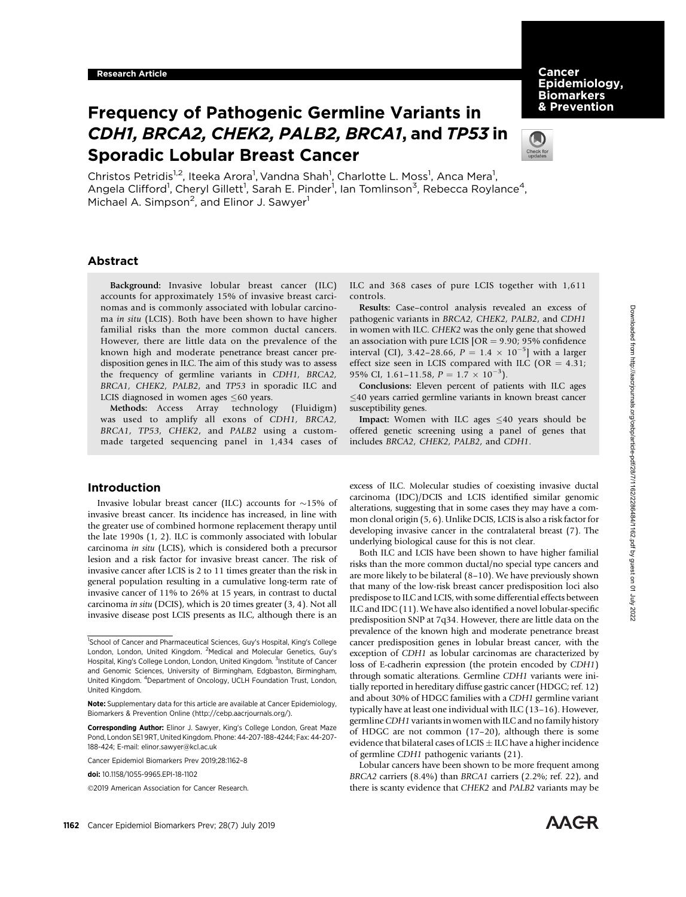Research Article

# Frequency of Pathogenic Germline Variants in *CDH1, BRCA2, CHEK2, PALB2, BRCA1*, and *TP53* in Sporadic Lobular Breast Cancer

Christos Petridis[1,2], Iteeka Arora[1], Vandna Shah[1], Charlotte L. Moss[1], Anca Mera[1], Angela Clifford[1], Cheryl Gillett[1], Sarah E. Pinder[1], Ian Tomlinson[3], Rebecca Roylance[4], Michael A. Simpson[2], and Elinor J. Sawyer[1]

## Abstract

**Background:** Invasive lobular breast cancer (ILC) accounts for approximately 15% of invasive breast carcinomas and is commonly associated with lobular carcinoma *in situ* (LCIS). Both have been shown to have higher familial risks than the more common ductal cancers. However, there are little data on the prevalence of the known high and moderate penetrance breast cancer predisposition genes in ILC. The aim of this study was to assess the frequency of germline variants in *CDH1, BRCA2, BRCA1, CHEK2, PALB2*, and *TP53* in sporadic ILC and LCIS diagnosed in women ages ≤60 years.

**Methods:** Access Array technology (Fluidigm) was used to amplify all exons of *CDH1, BRCA2, BRCA1, TP53, CHEK2*, and *PALB2* using a custom-made targeted sequencing panel in 1,434 cases of ILC and 368 cases of pure LCIS together with 1,611 controls.

**Results:** Case–control analysis revealed an excess of pathogenic variants in *BRCA2, CHEK2, PALB2*, and *CDH1* in women with ILC. *CHEK2* was the only gene that showed an association with pure LCIS [OR = 9.90; 95% confidence interval (CI), 3.42–28.66, $P = 1.4 \times 10^{-5}$] with a larger effect size seen in LCIS compared with ILC (OR = 4.31; 95% CI, 1.61–11.58, $P = 1.7 \times 10^{-3}$).

**Conclusions:** Eleven percent of patients with ILC ages ≤40 years carried germline variants in known breast cancer susceptibility genes.

**Impact:** Women with ILC ages ≤40 years should be offered genetic screening using a panel of genes that includes *BRCA2, CHEK2, PALB2*, and *CDH1*.

## Introduction

Invasive lobular breast cancer (ILC) accounts for ~15% of invasive breast cancer. Its incidence has increased, in line with the greater use of combined hormone replacement therapy until the late 1990s (1, 2). ILC is commonly associated with lobular carcinoma *in situ* (LCIS), which is considered both a precursor lesion and a risk factor for invasive breast cancer. The risk of invasive cancer after LCIS is 2 to 11 times greater than the risk in general population resulting in a cumulative long-term rate of invasive cancer of 11% to 26% at 15 years, in contrast to ductal carcinoma *in situ* (DCIS), which is 20 times greater (3, 4). Not all invasive disease post LCIS presents as ILC, although there is an excess of ILC. Molecular studies of coexisting invasive ductal carcinoma (IDC)/DCIS and LCIS identified similar genomic alterations, suggesting that in some cases they may have a common clonal origin (5, 6). Unlike DCIS, LCIS is also a risk factor for developing invasive cancer in the contralateral breast (7). The underlying biological cause for this is not clear.

Both ILC and LCIS have been shown to have higher familial risks than the more common ductal/no special type cancers and are more likely to be bilateral (8–10). We have previously shown that many of the low-risk breast cancer predisposition loci also predispose to ILC and LCIS, with some differential effects between ILC and IDC (11). We have also identified a novel lobular-specific predisposition SNP at 7q34. However, there are little data on the prevalence of the known high and moderate penetrance breast cancer predisposition genes in lobular breast cancer, with the exception of *CDH1* as lobular carcinomas are characterized by loss of E-cadherin expression (the protein encoded by *CDH1*) through somatic alterations. Germline *CDH1* variants were initially reported in hereditary diffuse gastric cancer (HDGC; ref. 12) and about 30% of HDGC families with a *CDH1* germline variant typically have at least one individual with ILC (13–16). However, germline *CDH1* variants in women with ILC and no family history of HDGC are not common (17–20), although there is some evidence that bilateral cases of LCIS ± ILC have a higher incidence of germline *CDH1* pathogenic variants (21).

Lobular cancers have been shown to be more frequent among *BRCA2* carriers (8.4%) than *BRCA1* carriers (2.2%; ref. 22), and there is scanty evidence that *CHEK2* and *PALB2* variants may be

---

[1]School of Cancer and Pharmaceutical Sciences, Guy's Hospital, King's College London, London, United Kingdom. [2]Medical and Molecular Genetics, Guy's Hospital, King's College London, London, United Kingdom. [3]Institute of Cancer and Genomic Sciences, University of Birmingham, Edgbaston, Birmingham, United Kingdom. [4]Department of Oncology, UCLH Foundation Trust, London, United Kingdom.

**Note:** Supplementary data for this article are available at Cancer Epidemiology, Biomarkers & Prevention Online (http://cebp.aacrjournals.org/).

**Corresponding Author:** Elinor J. Sawyer, King's College London, Great Maze Pond, London SE1 9RT, United Kingdom. Phone: 44-207-188-4244; Fax: 44-207-188-424; E-mail: elinor.sawyer@kcl.ac.uk

Cancer Epidemiol Biomarkers Prev 2019;28:1162–8

**doi:** 10.1158/1055-9965.EPI-18-1102

©2019 American Association for Cancer Research.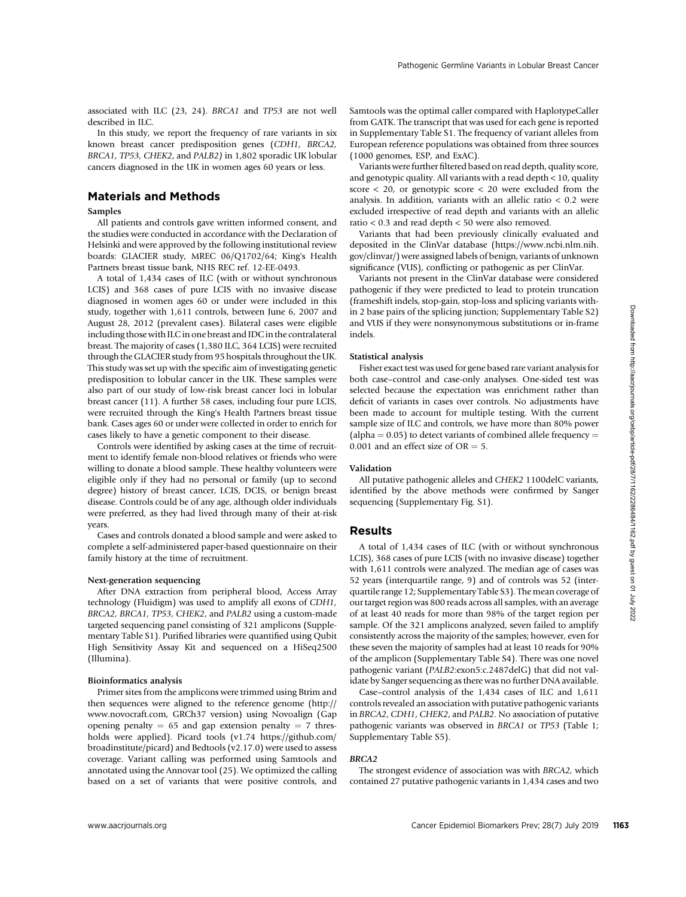associated with ILC (23, 24). *BRCA1* and *TP53* are not well described in ILC.

In this study, we report the frequency of rare variants in six known breast cancer predisposition genes (*CDH1, BRCA2, BRCA1, TP53, CHEK2*, and *PALB2)* in 1,802 sporadic UK lobular cancers diagnosed in the UK in women ages 60 years or less.

## Materials and Methods

### Samples

All patients and controls gave written informed consent, and the studies were conducted in accordance with the Declaration of Helsinki and were approved by the following institutional review boards: GLACIER study, MREC 06/Q1702/64; King's Health Partners breast tissue bank, NHS REC ref. 12-EE-0493.

A total of 1,434 cases of ILC (with or without synchronous LCIS) and 368 cases of pure LCIS with no invasive disease diagnosed in women ages 60 or under were included in this study, together with 1,611 controls, between June 6, 2007 and August 28, 2012 (prevalent cases). Bilateral cases were eligible including those with ILC in one breast and IDC in the contralateral breast. The majority of cases (1,380 ILC, 364 LCIS) were recruited through the GLACIER study from 95 hospitals throughout the UK. This study was set up with the specific aim of investigating genetic predisposition to lobular cancer in the UK. These samples were also part of our study of low-risk breast cancer loci in lobular breast cancer (11). A further 58 cases, including four pure LCIS, were recruited through the King's Health Partners breast tissue bank. Cases ages 60 or under were collected in order to enrich for cases likely to have a genetic component to their disease.

Controls were identified by asking cases at the time of recruitment to identify female non-blood relatives or friends who were willing to donate a blood sample. These healthy volunteers were eligible only if they had no personal or family (up to second degree) history of breast cancer, LCIS, DCIS, or benign breast disease. Controls could be of any age, although older individuals were preferred, as they had lived through many of their at-risk years.

Cases and controls donated a blood sample and were asked to complete a self-administered paper-based questionnaire on their family history at the time of recruitment.

### Next-generation sequencing

After DNA extraction from peripheral blood, Access Array technology (Fluidigm) was used to amplify all exons of *CDH1, BRCA2, BRCA1, TP53, CHEK2*, and *PALB2* using a custom-made targeted sequencing panel consisting of 321 amplicons (Supplementary Table S1). Purified libraries were quantified using Qubit High Sensitivity Assay Kit and sequenced on a HiSeq2500 (Illumina).

### Bioinformatics analysis

Primer sites from the amplicons were trimmed using Btrim and then sequences were aligned to the reference genome (http://www.novocraft.com, GRCh37 version) using Novoalign (Gap opening penalty = 65 and gap extension penalty = 7 thresholds were applied). Picard tools (v1.74 https://github.com/broadinstitute/picard) and Bedtools (v2.17.0) were used to assess coverage. Variant calling was performed using Samtools and annotated using the Annovar tool (25). We optimized the calling based on a set of variants that were positive controls, and Samtools was the optimal caller compared with HaplotypeCaller from GATK. The transcript that was used for each gene is reported in Supplementary Table S1. The frequency of variant alleles from European reference populations was obtained from three sources (1000 genomes, ESP, and ExAC).

Variants were further filtered based on read depth, quality score, and genotypic quality. All variants with a read depth < 10, quality score < 20, or genotypic score < 20 were excluded from the analysis. In addition, variants with an allelic ratio < 0.2 were excluded irrespective of read depth and variants with an allelic ratio < 0.3 and read depth < 50 were also removed.

Variants that had been previously clinically evaluated and deposited in the ClinVar database (https://www.ncbi.nlm.nih.gov/clinvar/) were assigned labels of benign, variants of unknown significance (VUS), conflicting or pathogenic as per ClinVar.

Variants not present in the ClinVar database were considered pathogenic if they were predicted to lead to protein truncation (frameshift indels, stop-gain, stop-loss and splicing variants within 2 base pairs of the splicing junction; Supplementary Table S2) and VUS if they were nonsynonymous substitutions or in-frame indels.

### Statistical analysis

Fisher exact test was used for gene based rare variant analysis for both case–control and case-only analyses. One-sided test was selected because the expectation was enrichment rather than deficit of variants in cases over controls. No adjustments have been made to account for multiple testing. With the current sample size of ILC and controls, we have more than 80% power (alpha = 0.05) to detect variants of combined allele frequency = 0.001 and an effect size of OR = 5.

### Validation

All putative pathogenic alleles and *CHEK2* 1100delC variants, identified by the above methods were confirmed by Sanger sequencing (Supplementary Fig. S1).

## Results

A total of 1,434 cases of ILC (with or without synchronous LCIS), 368 cases of pure LCIS (with no invasive disease) together with 1,611 controls were analyzed. The median age of cases was 52 years (interquartile range, 9) and of controls was 52 (interquartile range 12; Supplementary Table S3). The mean coverage of our target region was 800 reads across all samples, with an average of at least 40 reads for more than 98% of the target region per sample. Of the 321 amplicons analyzed, seven failed to amplify consistently across the majority of the samples; however, even for these seven the majority of samples had at least 10 reads for 90% of the amplicon (Supplementary Table S4). There was one novel pathogenic variant (*PALB2*:exon5:c.2487delG) that did not validate by Sanger sequencing as there was no further DNA available.

Case–control analysis of the 1,434 cases of ILC and 1,611 controls revealed an association with putative pathogenic variants in *BRCA2, CDH1, CHEK2*, and *PALB2*. No association of putative pathogenic variants was observed in *BRCA1* or *TP53* (Table 1; Supplementary Table S5).

### *BRCA2*

The strongest evidence of association was with *BRCA2*, which contained 27 putative pathogenic variants in 1,434 cases and two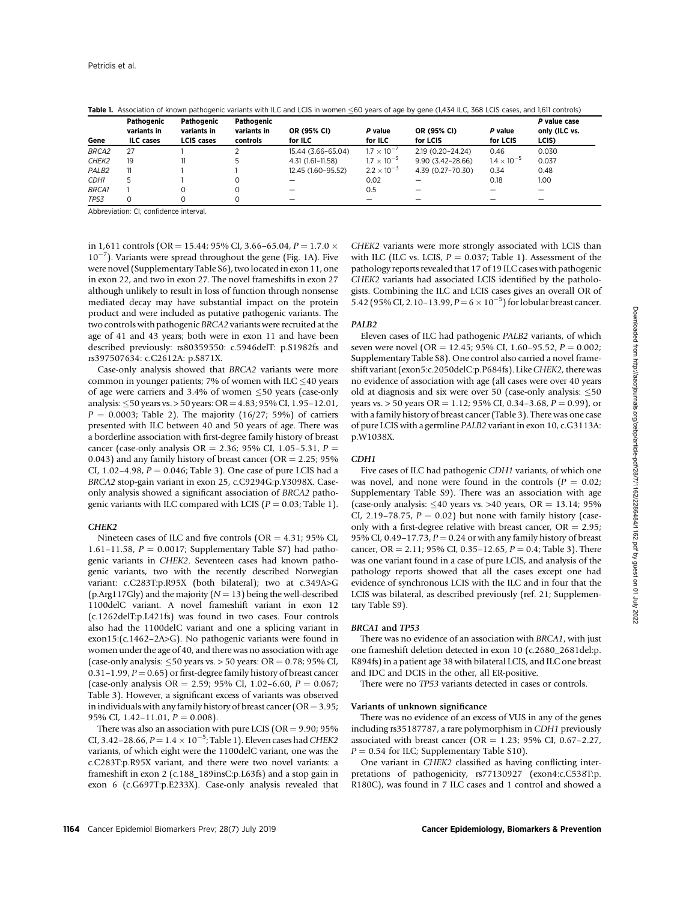**Table 1.** Association of known pathogenic variants with ILC and LCIS in women ≤60 years of age by gene (1,434 ILC, 368 LCIS cases, and 1,611 controls)

| Gene | Pathogenic variants in ILC cases | Pathogenic variants in LCIS cases | Pathogenic variants in controls | OR (95% CI) for ILC | P value for ILC | OR (95% CI) for LCIS | P value for LCIS | P value case only (ILC vs. LCIS) |
|---|---|---|---|---|---|---|---|---|
| BRCA2 | 27 | 1 | 2 | 15.44 (3.66–65.04) | $1.7 \times 10^{-7}$ | 2.19 (0.20–24.24) | 0.46 | 0.030 |
| CHEK2 | 19 | 11 | 5 | 4.31 (1.61–11.58) | $1.7 \times 10^{-3}$ | 9.90 (3.42–28.66) | $1.4 \times 10^{-5}$ | 0.037 |
| PALB2 | 11 | 1 | 1 | 12.45 (1.60–95.52) | $2.2 \times 10^{-3}$ | 4.39 (0.27–70.30) | 0.34 | 0.48 |
| CDH1 | 5 | 1 | 0 | — | 0.02 | — | 0.18 | 1.00 |
| BRCA1 | 1 | 0 | 0 | — | 0.5 | — | — | — |
| TP53 | 0 | 0 | 0 | — | — | — | — | — |

Abbreviation: CI, confidence interval.

in 1,611 controls (OR = 15.44; 95% CI, 3.66–65.04, $P = 1.7.0 \times 10^{-7}$). Variants were spread throughout the gene (Fig. 1A). Five were novel (Supplementary Table S6), two located in exon 11, one in exon 22, and two in exon 27. The novel frameshifts in exon 27 although unlikely to result in loss of function through nonsense mediated decay may have substantial impact on the protein product and were included as putative pathogenic variants. The two controls with pathogenic *BRCA2* variants were recruited at the age of 41 and 43 years; both were in exon 11 and have been described previously: rs80359550: c.5946delT: p.S1982fs and rs397507634: c.C2612A: p.S871X.

Case-only analysis showed that *BRCA2* variants were more common in younger patients; 7% of women with ILC ≤40 years of age were carriers and 3.4% of women ≤50 years (case-only analysis: ≤50 years vs. > 50 years: OR = 4.83; 95% CI, 1.95–12.01, $P = 0.0003$; Table 2). The majority (16/27; 59%) of carriers presented with ILC between 40 and 50 years of age. There was a borderline association with first-degree family history of breast cancer (case-only analysis OR = 2.36; 95% CI, 1.05–5.31, $P = 0.043$) and any family history of breast cancer (OR = 2.25; 95% CI, 1.02–4.98, $P = 0.046$; Table 3). One case of pure LCIS had a *BRCA2* stop-gain variant in exon 25, c.C9294G:p.Y3098X. Case-only analysis showed a significant association of *BRCA2* pathogenic variants with ILC compared with LCIS ($P = 0.03$; Table 1).

### *CHEK2*

Nineteen cases of ILC and five controls (OR = 4.31; 95% CI, 1.61–11.58, $P = 0.0017$; Supplementary Table S7) had pathogenic variants in *CHEK2*. Seventeen cases had known pathogenic variants, two with the recently described Norwegian variant: c.C283T:p.R95X (both bilateral); two at c.349A>G (p.Arg117Gly) and the majority ($N = 13$) being the well-described 1100delC variant. A novel frameshift variant in exon 12 (c.1262delT:p.L421fs) was found in two cases. Four controls also had the 1100delC variant and one a splicing variant in exon15:(c.1462–2A>G). No pathogenic variants were found in women under the age of 40, and there was no association with age (case-only analysis: ≤50 years vs. > 50 years: OR = 0.78; 95% CI, 0.31–1.99, $P = 0.65$) or first-degree family history of breast cancer (case-only analysis OR = 2.59; 95% CI, 1.02–6.60, $P = 0.067$; Table 3). However, a significant excess of variants was observed in individuals with any family history of breast cancer (OR = 3.95; 95% CI, 1.42–11.01, $P = 0.008$).

There was also an association with pure LCIS (OR = 9.90; 95% CI, 3.42–28.66, $P = 1.4 \times 10^{-5}$; Table 1). Eleven cases had *CHEK2* variants, of which eight were the 1100delC variant, one was the c.C283T:p.R95X variant, and there were two novel variants: a frameshift in exon 2 (c.188_189insC:p.L63fs) and a stop gain in exon 6 (c.G697T:p.E233X). Case-only analysis revealed that *CHEK2* variants were more strongly associated with LCIS than with ILC (ILC vs. LCIS, $P = 0.037$; Table 1). Assessment of the pathology reports revealed that 17 of 19 ILC cases with pathogenic *CHEK2* variants had associated LCIS identified by the pathologists. Combining the ILC and LCIS cases gives an overall OR of 5.42 (95% CI, 2.10–13.99, $P = 6 \times 10^{-5}$) for lobular breast cancer.

### *PALB2*

Eleven cases of ILC had pathogenic *PALB2* variants, of which seven were novel (OR = 12.45; 95% CI, 1.60–95.52, $P = 0.002$; Supplementary Table S8). One control also carried a novel frameshift variant (exon5:c.2050delC:p.P684fs). Like *CHEK2*, there was no evidence of association with age (all cases were over 40 years old at diagnosis and six were over 50 (case-only analysis: ≤50 years vs. > 50 years OR = 1.12; 95% CI, 0.34–3.68, $P = 0.99$), or with a family history of breast cancer (Table 3). There was one case of pure LCIS with a germline *PALB2* variant in exon 10, c.G3113A: p.W1038X.

### *CDH1*

Five cases of ILC had pathogenic *CDH1* variants, of which one was novel, and none were found in the controls ($P = 0.02$; Supplementary Table S9). There was an association with age (case-only analysis: ≤40 years vs. >40 years, OR = 13.14; 95% CI, 2.19–78.75, $P = 0.02$) but none with family history (case-only with a first-degree relative with breast cancer, OR = 2.95; 95% CI, 0.49–17.73, $P = 0.24$ or with any family history of breast cancer, OR = 2.11; 95% CI, 0.35–12.65, $P = 0.4$; Table 3). There was one variant found in a case of pure LCIS, and analysis of the pathology reports showed that all the cases except one had evidence of synchronous LCIS with the ILC and in four that the LCIS was bilateral, as described previously (ref. 21; Supplementary Table S9).

### *BRCA1* and *TP53*

There was no evidence of an association with *BRCA1*, with just one frameshift deletion detected in exon 10 (c.2680_2681del:p. K894fs) in a patient age 38 with bilateral LCIS, and ILC one breast and IDC and DCIS in the other, all ER-positive.

There were no *TP53* variants detected in cases or controls.

### Variants of unknown significance

There was no evidence of an excess of VUS in any of the genes including rs35187787, a rare polymorphism in *CDH1* previously associated with breast cancer (OR = 1.23; 95% CI, 0.67–2.27, $P = 0.54$ for ILC; Supplementary Table S10).

One variant in *CHEK2* classified as having conflicting interpretations of pathogenicity, rs77130927 (exon4:c.C538T:p. R180C), was found in 7 ILC cases and 1 control and showed a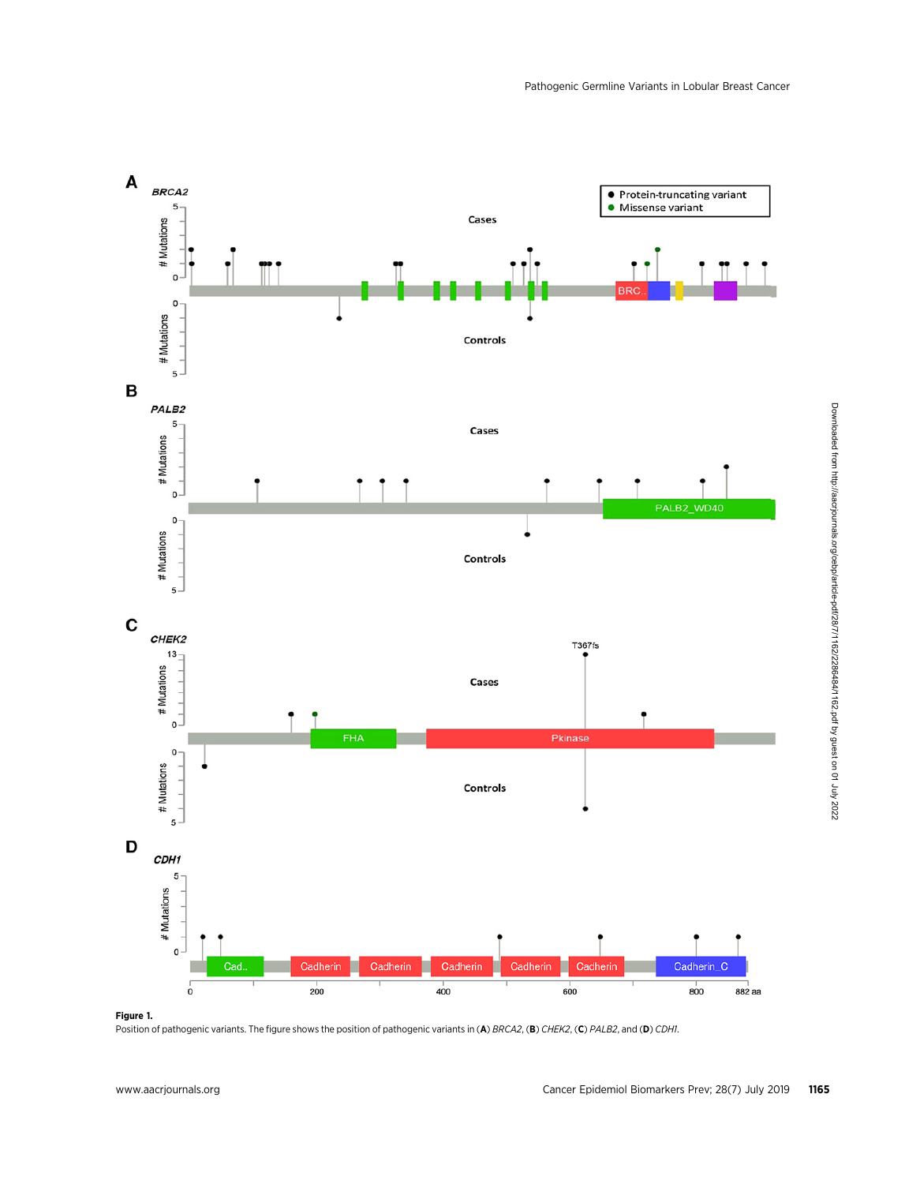**Figure 1.**
Position of pathogenic variants. The figure shows the position of pathogenic variants in (**A**) *BRCA2*, (**B**) *CHEK2*, (**C**) *PALB2*, and (**D**) *CDH1*.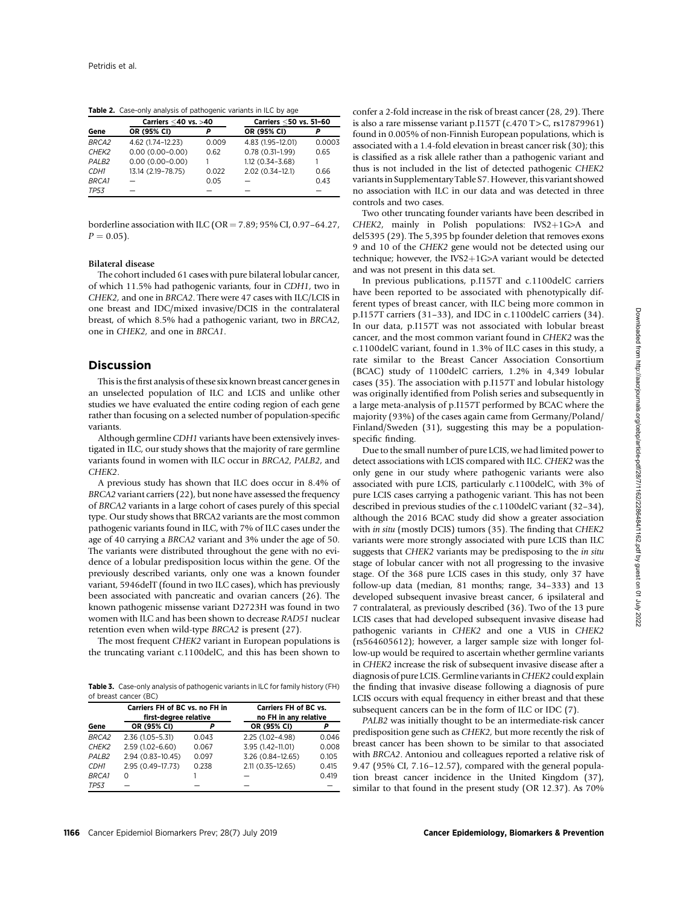**Table 2.** Case-only analysis of pathogenic variants in ILC by age

| | Carriers ≤40 vs. >40 | | Carriers ≤50 vs. 51–60 | |
|---|---|---|---|---|
| Gene | OR (95% CI) | P | OR (95% CI) | P |
| *BRCA2* | 4.62 (1.74–12.23) | 0.009 | 4.83 (1.95–12.01) | 0.0003 |
| *CHEK2* | 0.00 (0.00–0.00) | 0.62 | 0.78 (0.31–1.99) | 0.65 |
| *PALB2* | 0.00 (0.00–0.00) | 1 | 1.12 (0.34–3.68) | 1 |
| *CDH1* | 13.14 (2.19–78.75) | 0.022 | 2.02 (0.34–12.1) | 0.66 |
| *BRCA1* | — | 0.05 | — | 0.43 |
| *TP53* | — | — | — | — |

borderline association with ILC (OR = 7.89; 95% CI, 0.97–64.27, $P = 0.05$).

#### Bilateral disease

The cohort included 61 cases with pure bilateral lobular cancer, of which 11.5% had pathogenic variants, four in *CDH1*, two in *CHEK2*, and one in *BRCA2*. There were 47 cases with ILC/LCIS in one breast and IDC/mixed invasive/DCIS in the contralateral breast, of which 8.5% had a pathogenic variant, two in *BRCA2*, one in *CHEK2*, and one in *BRCA1*.

## Discussion

This is the first analysis of these six known breast cancer genes in an unselected population of ILC and LCIS and unlike other studies we have evaluated the entire coding region of each gene rather than focusing on a selected number of population-specific variants.

Although germline *CDH1* variants have been extensively investigated in ILC, our study shows that the majority of rare germline variants found in women with ILC occur in *BRCA2*, *PALB2*, and *CHEK2*.

A previous study has shown that ILC does occur in 8.4% of *BRCA2* variant carriers (22), but none have assessed the frequency of *BRCA2* variants in a large cohort of cases purely of this special type. Our study shows that BRCA2 variants are the most common pathogenic variants found in ILC, with 7% of ILC cases under the age of 40 carrying a *BRCA2* variant and 3% under the age of 50. The variants were distributed throughout the gene with no evidence of a lobular predisposition locus within the gene. Of the previously described variants, only one was a known founder variant, 5946delT (found in two ILC cases), which has previously been associated with pancreatic and ovarian cancers (26). The known pathogenic missense variant D2723H was found in two women with ILC and has been shown to decrease *RAD51* nuclear retention even when wild-type *BRCA2* is present (27).

The most frequent *CHEK2* variant in European populations is the truncating variant c.1100delC, and this has been shown to confer a 2-fold increase in the risk of breast cancer (28, 29). There is also a rare missense variant p.I157T (c.470 T>C, rs17879961) found in 0.005% of non-Finnish European populations, which is associated with a 1.4-fold elevation in breast cancer risk (30); this is classified as a risk allele rather than a pathogenic variant and thus is not included in the list of detected pathogenic *CHEK2* variants in Supplementary Table S7. However, this variant showed no association with ILC in our data and was detected in three controls and two cases.

Two other truncating founder variants have been described in *CHEK2*, mainly in Polish populations: IVS2+1G>A and del5395 (29). The 5,395 bp founder deletion that removes exons 9 and 10 of the *CHEK2* gene would not be detected using our technique; however, the IVS2+1G>A variant would be detected and was not present in this data set.

In previous publications, p.I157T and c.1100delC carriers have been reported to be associated with phenotypically different types of breast cancer, with ILC being more common in p.I157T carriers (31–33), and IDC in c.1100delC carriers (34). In our data, p.I157T was not associated with lobular breast cancer, and the most common variant found in *CHEK2* was the c.1100delC variant, found in 1.3% of ILC cases in this study, a rate similar to the Breast Cancer Association Consortium (BCAC) study of 1100delC carriers, 1.2% in 4,349 lobular cases (35). The association with p.I157T and lobular histology was originally identified from Polish series and subsequently in a large meta-analysis of p.I157T performed by BCAC where the majority (93%) of the cases again came from Germany/Poland/Finland/Sweden (31), suggesting this may be a population-specific finding.

Due to the small number of pure LCIS, we had limited power to detect associations with LCIS compared with ILC. *CHEK2* was the only gene in our study where pathogenic variants were also associated with pure LCIS, particularly c.1100delC, with 3% of pure LCIS cases carrying a pathogenic variant. This has not been described in previous studies of the c.1100delC variant (32–34), although the 2016 BCAC study did show a greater association with *in situ* (mostly DCIS) tumors (35). The finding that *CHEK2* variants were more strongly associated with pure LCIS than ILC suggests that *CHEK2* variants may be predisposing to the *in situ* stage of lobular cancer with not all progressing to the invasive stage. Of the 368 pure LCIS cases in this study, only 37 have follow-up data (median, 81 months; range, 34–333) and 13 developed subsequent invasive breast cancer, 6 ipsilateral and 7 contralateral, as previously described (36). Two of the 13 pure LCIS cases that had developed subsequent invasive disease had pathogenic variants in *CHEK2* and one a VUS in *CHEK2* (rs564605612); however, a larger sample size with longer follow-up would be required to ascertain whether germline variants in *CHEK2* increase the risk of subsequent invasive disease after a diagnosis of pure LCIS. Germline variants in *CHEK2* could explain the finding that invasive disease following a diagnosis of pure LCIS occurs with equal frequency in either breast and that these subsequent cancers can be in the form of ILC or IDC (7).

*PALB2* was initially thought to be an intermediate-risk cancer predisposition gene such as *CHEK2*, but more recently the risk of breast cancer has been shown to be similar to that associated with *BRCA2*. Antoniou and colleagues reported a relative risk of 9.47 (95% CI, 7.16–12.57), compared with the general population breast cancer incidence in the United Kingdom (37), similar to that found in the present study (OR 12.37). As 70%

**Table 3.** Case-only analysis of pathogenic variants in ILC for family history (FH) of breast cancer (BC)

| | Carriers FH of BC vs. no FH in first-degree relative | | Carriers FH of BC vs. no FH in any relative | |
|---|---|---|---|---|
| Gene | OR (95% CI) | P | OR (95% CI) | P |
| *BRCA2* | 2.36 (1.05–5.31) | 0.043 | 2.25 (1.02–4.98) | 0.046 |
| *CHEK2* | 2.59 (1.02–6.60) | 0.067 | 3.95 (1.42–11.01) | 0.008 |
| *PALB2* | 2.94 (0.83–10.45) | 0.097 | 3.26 (0.84–12.65) | 0.105 |
| *CDH1* | 2.95 (0.49–17.73) | 0.238 | 2.11 (0.35–12.65) | 0.415 |
| *BRCA1* | 0 | 1 | — | 0.419 |
| *TP53* | — | — | — | — |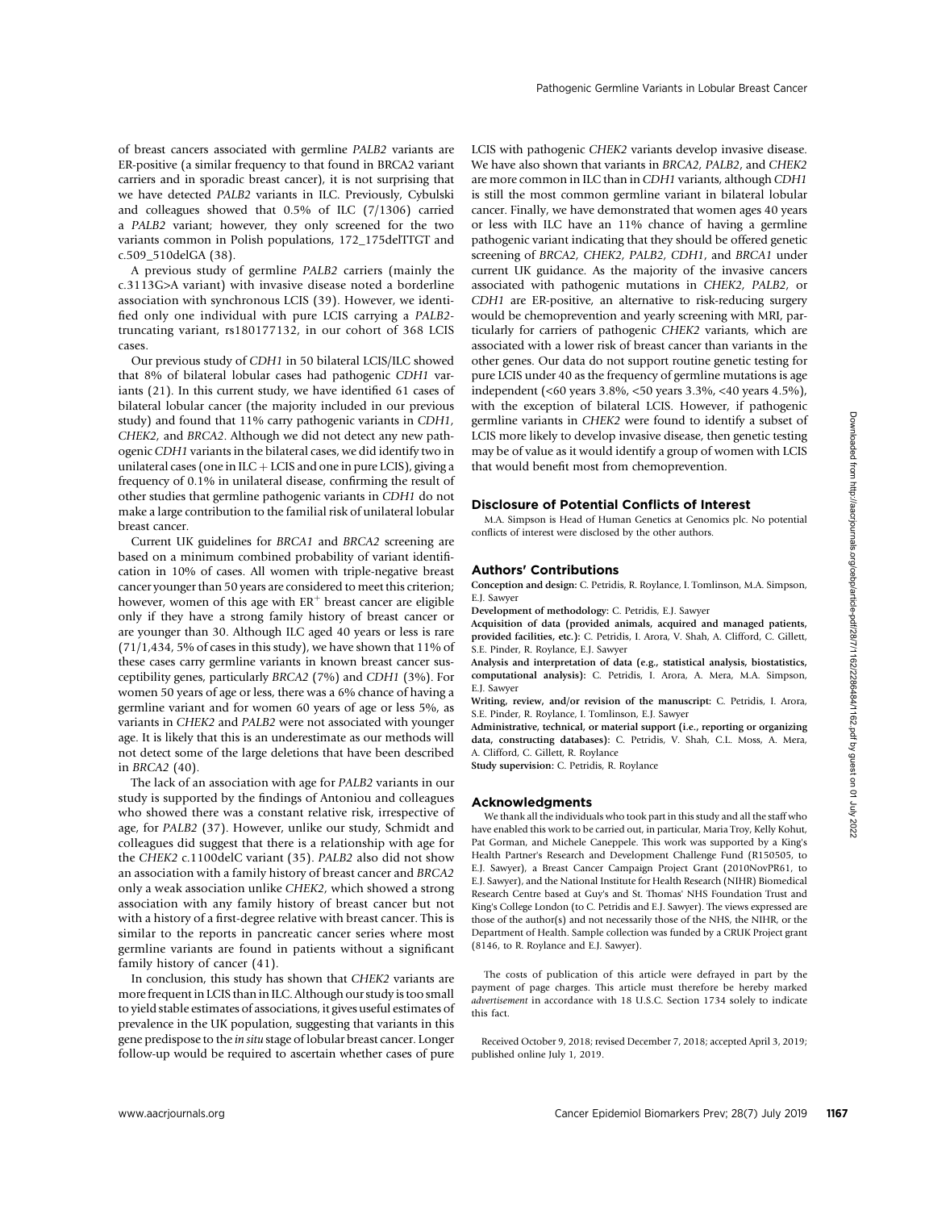of breast cancers associated with germline *PALB2* variants are ER-positive (a similar frequency to that found in BRCA2 variant carriers and in sporadic breast cancer), it is not surprising that we have detected *PALB2* variants in ILC. Previously, Cybulski and colleagues showed that 0.5% of ILC (7/1306) carried a *PALB2* variant; however, they only screened for the two variants common in Polish populations, 172_175delTTGT and c.509_510delGA (38).

A previous study of germline *PALB2* carriers (mainly the c.3113G>A variant) with invasive disease noted a borderline association with synchronous LCIS (39). However, we identified only one individual with pure LCIS carrying a *PALB2*-truncating variant, rs180177132, in our cohort of 368 LCIS cases.

Our previous study of *CDH1* in 50 bilateral LCIS/ILC showed that 8% of bilateral lobular cases had pathogenic *CDH1* variants (21). In this current study, we have identified 61 cases of bilateral lobular cancer (the majority included in our previous study) and found that 11% carry pathogenic variants in *CDH1*, *CHEK2*, and *BRCA2*. Although we did not detect any new pathogenic *CDH1* variants in the bilateral cases, we did identify two in unilateral cases (one in ILC + LCIS and one in pure LCIS), giving a frequency of 0.1% in unilateral disease, confirming the result of other studies that germline pathogenic variants in *CDH1* do not make a large contribution to the familial risk of unilateral lobular breast cancer.

Current UK guidelines for *BRCA1* and *BRCA2* screening are based on a minimum combined probability of variant identification in 10% of cases. All women with triple-negative breast cancer younger than 50 years are considered to meet this criterion; however, women of this age with $ER^+$ breast cancer are eligible only if they have a strong family history of breast cancer or are younger than 30. Although ILC aged 40 years or less is rare (71/1,434, 5% of cases in this study), we have shown that 11% of these cases carry germline variants in known breast cancer susceptibility genes, particularly *BRCA2* (7%) and *CDH1* (3%). For women 50 years of age or less, there was a 6% chance of having a germline variant and for women 60 years of age or less 5%, as variants in *CHEK2* and *PALB2* were not associated with younger age. It is likely that this is an underestimate as our methods will not detect some of the large deletions that have been described in *BRCA2* (40).

The lack of an association with age for *PALB2* variants in our study is supported by the findings of Antoniou and colleagues who showed there was a constant relative risk, irrespective of age, for *PALB2* (37). However, unlike our study, Schmidt and colleagues did suggest that there is a relationship with age for the *CHEK2* c.1100delC variant (35). *PALB2* also did not show an association with a family history of breast cancer and *BRCA2* only a weak association unlike *CHEK2*, which showed a strong association with any family history of breast cancer but not with a history of a first-degree relative with breast cancer. This is similar to the reports in pancreatic cancer series where most germline variants are found in patients without a significant family history of cancer (41).

In conclusion, this study has shown that *CHEK2* variants are more frequent in LCIS than in ILC. Although our study is too small to yield stable estimates of associations, it gives useful estimates of prevalence in the UK population, suggesting that variants in this gene predispose to the *in situ* stage of lobular breast cancer. Longer follow-up would be required to ascertain whether cases of pure LCIS with pathogenic *CHEK2* variants develop invasive disease. We have also shown that variants in *BRCA2*, *PALB2*, and *CHEK2* are more common in ILC than in *CDH1* variants, although *CDH1* is still the most common germline variant in bilateral lobular cancer. Finally, we have demonstrated that women ages 40 years or less with ILC have an 11% chance of having a germline pathogenic variant indicating that they should be offered genetic screening of *BRCA2*, *CHEK2*, *PALB2*, *CDH1*, and *BRCA1* under current UK guidance. As the majority of the invasive cancers associated with pathogenic mutations in *CHEK2*, *PALB2*, or *CDH1* are ER-positive, an alternative to risk-reducing surgery would be chemoprevention and yearly screening with MRI, particularly for carriers of pathogenic *CHEK2* variants, which are associated with a lower risk of breast cancer than variants in the other genes. Our data do not support routine genetic testing for pure LCIS under 40 as the frequency of germline mutations is age independent (<60 years 3.8%, <50 years 3.3%, <40 years 4.5%), with the exception of bilateral LCIS. However, if pathogenic germline variants in *CHEK2* were found to identify a subset of LCIS more likely to develop invasive disease, then genetic testing may be of value as it would identify a group of women with LCIS that would benefit most from chemoprevention.

## Disclosure of Potential Conflicts of Interest

M.A. Simpson is Head of Human Genetics at Genomics plc. No potential conflicts of interest were disclosed by the other authors.

## Authors' Contributions

**Conception and design:** C. Petridis, R. Roylance, I. Tomlinson, M.A. Simpson, E.J. Sawyer

**Development of methodology:** C. Petridis, E.J. Sawyer

**Acquisition of data (provided animals, acquired and managed patients, provided facilities, etc.):** C. Petridis, I. Arora, V. Shah, A. Clifford, C. Gillett, S.E. Pinder, R. Roylance, E.J. Sawyer

**Analysis and interpretation of data (e.g., statistical analysis, biostatistics, computational analysis):** C. Petridis, I. Arora, A. Mera, M.A. Simpson, E.J. Sawyer

**Writing, review, and/or revision of the manuscript:** C. Petridis, I. Arora, S.E. Pinder, R. Roylance, I. Tomlinson, E.J. Sawyer

**Administrative, technical, or material support (i.e., reporting or organizing data, constructing databases):** C. Petridis, V. Shah, C.L. Moss, A. Mera, A. Clifford, C. Gillett, R. Roylance

**Study supervision:** C. Petridis, R. Roylance

## Acknowledgments

We thank all the individuals who took part in this study and all the staff who have enabled this work to be carried out, in particular, Maria Troy, Kelly Kohut, Pat Gorman, and Michele Caneppele. This work was supported by a King's Health Partner's Research and Development Challenge Fund (R150505, to E.J. Sawyer), a Breast Cancer Campaign Project Grant (2010NovPR61, to E.J. Sawyer), and the National Institute for Health Research (NIHR) Biomedical Research Centre based at Guy's and St. Thomas' NHS Foundation Trust and King's College London (to C. Petridis and E.J. Sawyer). The views expressed are those of the author(s) and not necessarily those of the NHS, the NIHR, or the Department of Health. Sample collection was funded by a CRUK Project grant (8146, to R. Roylance and E.J. Sawyer).

The costs of publication of this article were defrayed in part by the payment of page charges. This article must therefore be hereby marked *advertisement* in accordance with 18 U.S.C. Section 1734 solely to indicate this fact.

Received October 9, 2018; revised December 7, 2018; accepted April 3, 2019; published online July 1, 2019.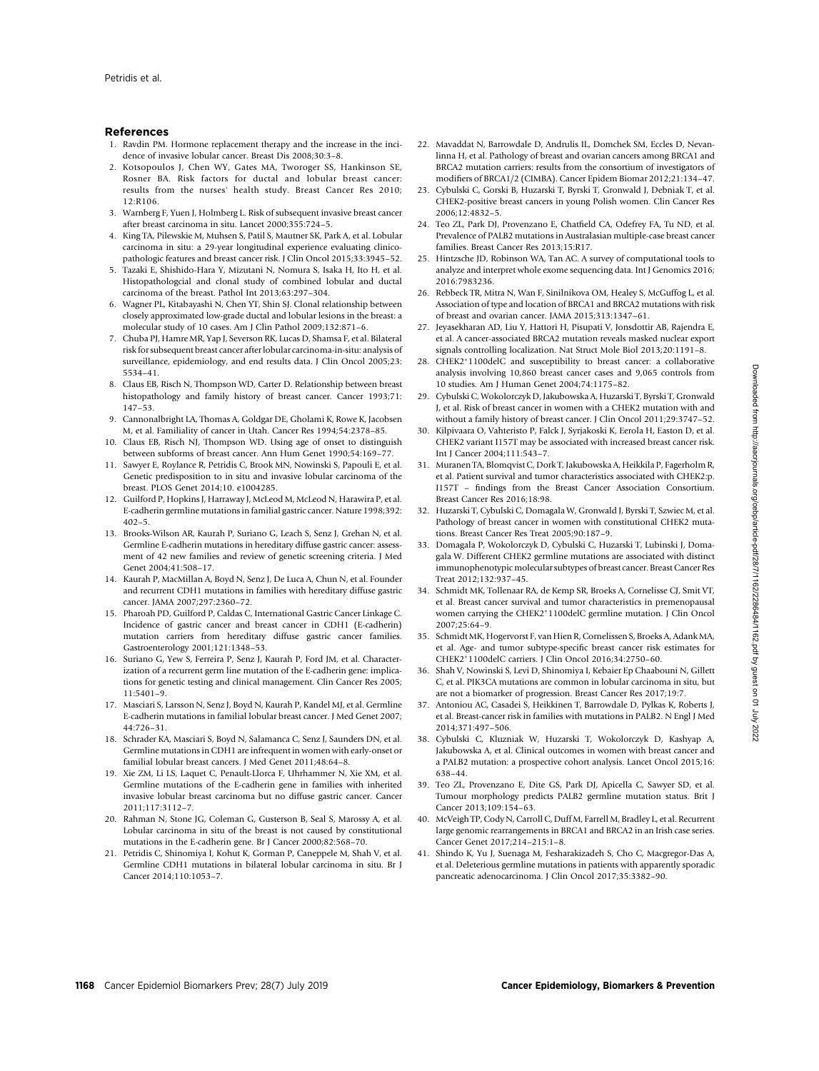## References

1. Ravdin PM. Hormone replacement therapy and the increase in the incidence of invasive lobular cancer. Breast Dis 2008;30:3–8.
2. Kotsopoulos J, Chen WY, Gates MA, Tworoger SS, Hankinson SE, Rosner BA. Risk factors for ductal and lobular breast cancer: results from the nurses' health study. Breast Cancer Res 2010; 12:R106.
3. Warnberg F, Yuen J, Holmberg L. Risk of subsequent invasive breast cancer after breast carcinoma in situ. Lancet 2000;355:724–5.
4. King TA, Pilewskie M, Muhsen S, Patil S, Mautner SK, Park A, et al. Lobular carcinoma in situ: a 29-year longitudinal experience evaluating clinicopathologic features and breast cancer risk. J Clin Oncol 2015;33:3945–52.
5. Tazaki E, Shishido-Hara Y, Mizutani N, Nomura S, Isaka H, Ito H, et al. Histopathologcial and clonal study of combined lobular and ductal carcinoma of the breast. Pathol Int 2013;63:297–304.
6. Wagner PL, Kitabayashi N, Chen YT, Shin SJ. Clonal relationship between closely approximated low-grade ductal and lobular lesions in the breast: a molecular study of 10 cases. Am J Clin Pathol 2009;132:871–6.
7. Chuba PJ, Hamre MR, Yap J, Severson RK, Lucas D, Shamsa F, et al. Bilateral risk for subsequent breast cancer after lobular carcinoma-in-situ: analysis of surveillance, epidemiology, and end results data. J Clin Oncol 2005;23: 5534–41.
8. Claus EB, Risch N, Thompson WD, Carter D. Relationship between breast histopathology and family history of breast cancer. Cancer 1993;71: 147–53.
9. Cannonalbright LA, Thomas A, Goldgar DE, Gholami K, Rowe K, Jacobsen M, et al. Familiality of cancer in Utah. Cancer Res 1994;54:2378–85.
10. Claus EB, Risch NJ, Thompson WD. Using age of onset to distinguish between subforms of breast cancer. Ann Hum Genet 1990;54:169–77.
11. Sawyer E, Roylance R, Petridis C, Brook MN, Nowinski S, Papouli E, et al. Genetic predisposition to in situ and invasive lobular carcinoma of the breast. PLOS Genet 2014;10. e1004285.
12. Guilford P, Hopkins J, Harraway J, McLeod M, McLeod N, Harawira P, et al. E-cadherin germline mutations in familial gastric cancer. Nature 1998;392: 402–5.
13. Brooks-Wilson AR, Kaurah P, Suriano G, Leach S, Senz J, Grehan N, et al. Germline E-cadherin mutations in hereditary diffuse gastric cancer: assessment of 42 new families and review of genetic screening criteria. J Med Genet 2004;41:508–17.
14. Kaurah P, MacMillan A, Boyd N, Senz J, De Luca A, Chun N, et al. Founder and recurrent CDH1 mutations in families with hereditary diffuse gastric cancer. JAMA 2007;297:2360–72.
15. Pharoah PD, Guilford P, Caldas C, International Gastric Cancer Linkage C. Incidence of gastric cancer and breast cancer in CDH1 (E-cadherin) mutation carriers from hereditary diffuse gastric cancer families. Gastroenterology 2001;121:1348–53.
16. Suriano G, Yew S, Ferreira P, Senz J, Kaurah P, Ford JM, et al. Characterization of a recurrent germ line mutation of the E-cadherin gene: implications for genetic testing and clinical management. Clin Cancer Res 2005; 11:5401–9.
17. Masciari S, Larsson N, Senz J, Boyd N, Kaurah P, Kandel MJ, et al. Germline E-cadherin mutations in familial lobular breast cancer. J Med Genet 2007; 44:726–31.
18. Schrader KA, Masciari S, Boyd N, Salamanca C, Senz J, Saunders DN, et al. Germline mutations in CDH1 are infrequent in women with early-onset or familial lobular breast cancers. J Med Genet 2011;48:64–8.
19. Xie ZM, Li LS, Laquet C, Penault-Llorca F, Uhrhammer N, Xie XM, et al. Germline mutations of the E-cadherin gene in families with inherited invasive lobular breast carcinoma but no diffuse gastric cancer. Cancer 2011;117:3112–7.
20. Rahman N, Stone JG, Coleman G, Gusterson B, Seal S, Marossy A, et al. Lobular carcinoma in situ of the breast is not caused by constitutional mutations in the E-cadherin gene. Br J Cancer 2000;82:568–70.
21. Petridis C, Shinomiya I, Kohut K, Gorman P, Caneppele M, Shah V, et al. Germline CDH1 mutations in bilateral lobular carcinoma in situ. Br J Cancer 2014;110:1053–7.
22. Mavaddat N, Barrowdale D, Andrulis IL, Domchek SM, Eccles D, Nevanlinna H, et al. Pathology of breast and ovarian cancers among BRCA1 and BRCA2 mutation carriers: results from the consortium of investigators of modifiers of BRCA1/2 (CIMBA). Cancer Epidem Biomar 2012;21:134–47.
23. Cybulski C, Gorski B, Huzarski T, Byrski T, Gronwald J, Debniak T, et al. CHEK2-positive breast cancers in young Polish women. Clin Cancer Res 2006;12:4832–5.
24. Teo ZL, Park DJ, Provenzano E, Chatfield CA, Odefrey FA, Tu ND, et al. Prevalence of PALB2 mutations in Australasian multiple-case breast cancer families. Breast Cancer Res 2013;15:R17.
25. Hintzsche JD, Robinson WA, Tan AC. A survey of computational tools to analyze and interpret whole exome sequencing data. Int J Genomics 2016; 2016:7983236.
26. Rebbeck TR, Mitra N, Wan F, Sinilnikova OM, Healey S, McGuffog L, et al. Association of type and location of BRCA1 and BRCA2 mutations with risk of breast and ovarian cancer. JAMA 2015;313:1347–61.
27. Jeyasekharan AD, Liu Y, Hattori H, Pisupati V, Jonsdottir AB, Rajendra E, et al. A cancer-associated BRCA2 mutation reveals masked nuclear export signals controlling localization. Nat Struct Mole Biol 2013;20:1191–8.
28. CHEK2*1100delC and susceptibility to breast cancer: a collaborative analysis involving 10,860 breast cancer cases and 9,065 controls from 10 studies. Am J Human Genet 2004;74:1175–82.
29. Cybulski C, Wokolorczyk D, Jakubowska A, Huzarski T, Byrski T, Gronwald J, et al. Risk of breast cancer in women with a CHEK2 mutation with and without a family history of breast cancer. J Clin Oncol 2011;29:3747–52.
30. Kilpivaara O, Vahteristo P, Falck J, Syrjakoski K, Eerola H, Easton D, et al. CHEK2 variant I157T may be associated with increased breast cancer risk. Int J Cancer 2004;111:543–7.
31. Muranen TA, Blomqvist C, Dork T, Jakubowska A, Heikkila P, Fagerholm R, et al. Patient survival and tumor characteristics associated with CHEK2:p. I157T – findings from the Breast Cancer Association Consortium. Breast Cancer Res 2016;18:98.
32. Huzarski T, Cybulski C, Domagala W, Gronwald J, Byrski T, Szwiec M, et al. Pathology of breast cancer in women with constitutional CHEK2 mutations. Breast Cancer Res Treat 2005;90:187–9.
33. Domagala P, Wokolorczyk D, Cybulski C, Huzarski T, Lubinski J, Domagala W. Different CHEK2 germline mutations are associated with distinct immunophenotypic molecular subtypes of breast cancer. Breast Cancer Res Treat 2012;132:937–45.
34. Schmidt MK, Tollenaar RA, de Kemp SR, Broeks A, Cornelisse CJ, Smit VT, et al. Breast cancer survival and tumor characteristics in premenopausal women carrying the CHEK2*1100delC germline mutation. J Clin Oncol 2007;25:64–9.
35. Schmidt MK, Hogervorst F, van Hien R, Cornelissen S, Broeks A, Adank MA, et al. Age- and tumor subtype-specific breast cancer risk estimates for CHEK2*1100delC carriers. J Clin Oncol 2016;34:2750–60.
36. Shah V, Nowinski S, Levi D, Shinomiya I, Kebaier Ep Chaabouni N, Gillett C, et al. PIK3CA mutations are common in lobular carcinoma in situ, but are not a biomarker of progression. Breast Cancer Res 2017;19:7.
37. Antoniou AC, Casadei S, Heikkinen T, Barrowdale D, Pylkas K, Roberts J, et al. Breast-cancer risk in families with mutations in PALB2. N Engl J Med 2014;371:497–506.
38. Cybulski C, Kluzniak W, Huzarski T, Wokolorczyk D, Kashyap A, Jakubowska A, et al. Clinical outcomes in women with breast cancer and a PALB2 mutation: a prospective cohort analysis. Lancet Oncol 2015;16: 638–44.
39. Teo ZL, Provenzano E, Dite GS, Park DJ, Apicella C, Sawyer SD, et al. Tumour morphology predicts PALB2 germline mutation status. Brit J Cancer 2013;109:154–63.
40. McVeigh TP, Cody N, Carroll C, Duff M, Farrell M, Bradley L, et al. Recurrent large genomic rearrangements in BRCA1 and BRCA2 in an Irish case series. Cancer Genet 2017;214–215:1–8.
41. Shindo K, Yu J, Suenaga M, Fesharakizadeh S, Cho C, Macgregor-Das A, et al. Deleterious germline mutations in patients with apparently sporadic pancreatic adenocarcinoma. J Clin Oncol 2017;35:3382–90.